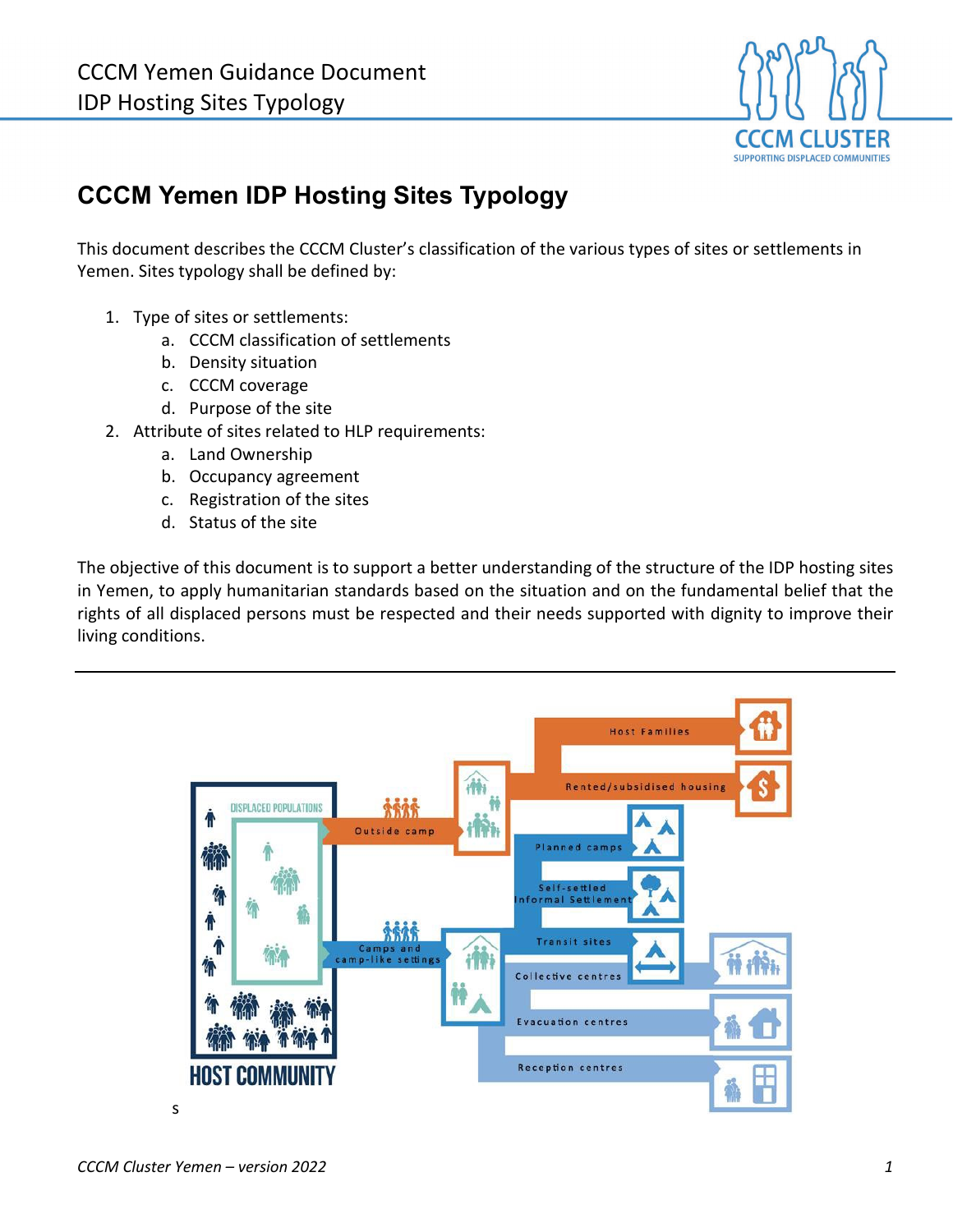# CCCM Yemen IDP Hosting Sites Typology

This document describes the CCCM Cluster's classification of the various types of sites or settlements in Yemen. Sites typology shall be defined by:

1. Type of sites or settlements:
   a. CCCM classification of settlements
   b. Density situation
   c. CCCM coverage
   d. Purpose of the site
2. Attribute of sites related to HLP requirements:
   a. Land Ownership
   b. Occupancy agreement
   c. Registration of the sites
   d. Status of the site

The objective of this document is to support a better understanding of the structure of the IDP hosting sites in Yemen, to apply humanitarian standards based on the situation and on the fundamental belief that the rights of all displaced persons must be respected and their needs supported with dignity to improve their living conditions.

---

DISPLACED POPULATIONS

HOST COMMUNITY

Outside camp

- Host Families
- Rented/subsidised housing

Camps and camp-like settings

- Planned camps
- Self-settled Informal Settlement
- Transit sites
- Collective centres
- Evacuation centres
- Reception centres

s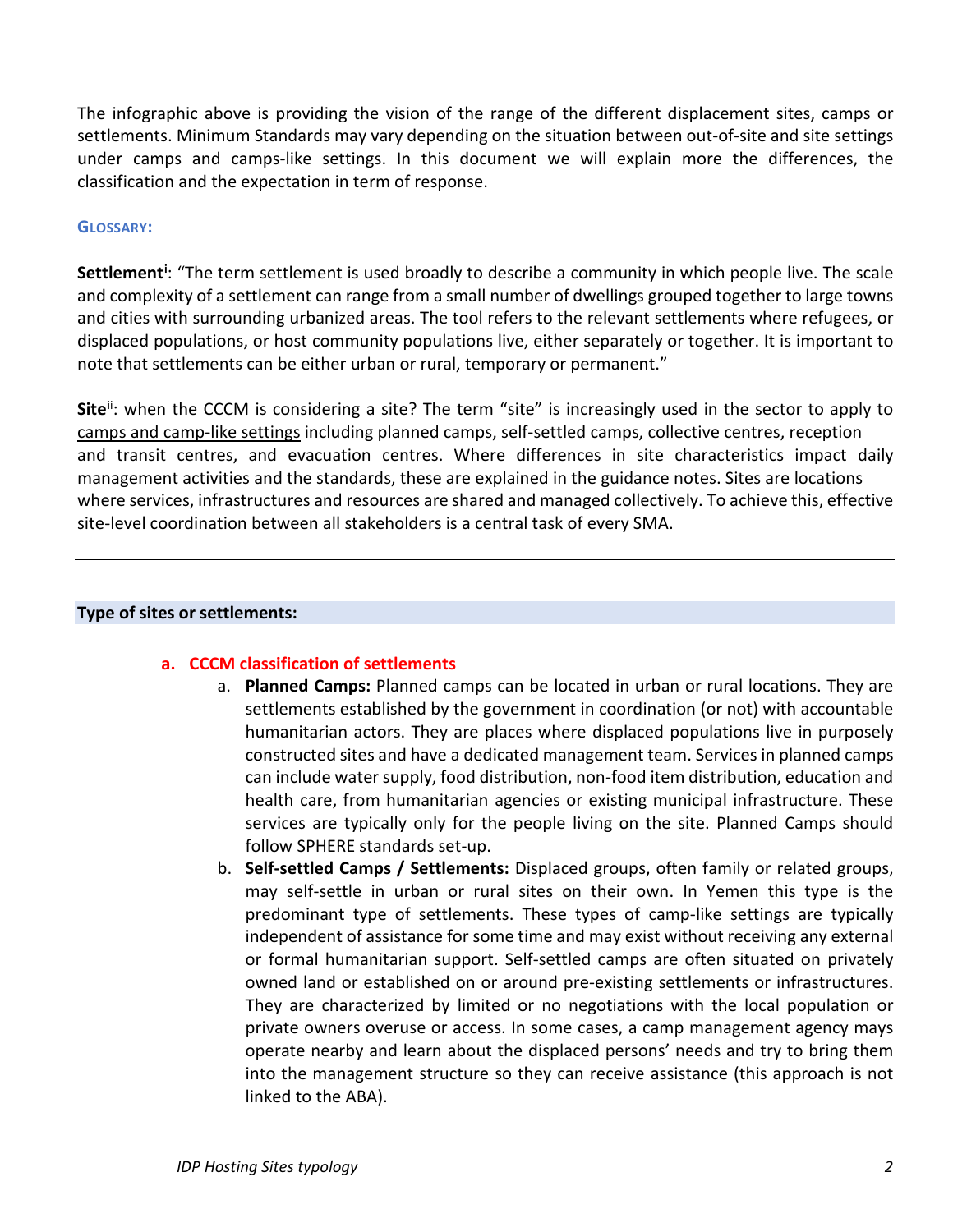The infographic above is providing the vision of the range of the different displacement sites, camps or settlements. Minimum Standards may vary depending on the situation between out-of-site and site settings under camps and camps-like settings. In this document we will explain more the differences, the classification and the expectation in term of response.

### GLOSSARY:

**Settlement**[i]: "The term settlement is used broadly to describe a community in which people live. The scale and complexity of a settlement can range from a small number of dwellings grouped together to large towns and cities with surrounding urbanized areas. The tool refers to the relevant settlements where refugees, or displaced populations, or host community populations live, either separately or together. It is important to note that settlements can be either urban or rural, temporary or permanent."

**Site**[ii]: when the CCCM is considering a site? The term "site" is increasingly used in the sector to apply to camps and camp-like settings including planned camps, self-settled camps, collective centres, reception and transit centres, and evacuation centres. Where differences in site characteristics impact daily management activities and the standards, these are explained in the guidance notes. Sites are locations where services, infrastructures and resources are shared and managed collectively. To achieve this, effective site-level coordination between all stakeholders is a central task of every SMA.

---

## Type of sites or settlements:

### a. CCCM classification of settlements

a. **Planned Camps:** Planned camps can be located in urban or rural locations. They are settlements established by the government in coordination (or not) with accountable humanitarian actors. They are places where displaced populations live in purposely constructed sites and have a dedicated management team. Services in planned camps can include water supply, food distribution, non-food item distribution, education and health care, from humanitarian agencies or existing municipal infrastructure. These services are typically only for the people living on the site. Planned Camps should follow SPHERE standards set-up.

b. **Self-settled Camps / Settlements:** Displaced groups, often family or related groups, may self-settle in urban or rural sites on their own. In Yemen this type is the predominant type of settlements. These types of camp-like settings are typically independent of assistance for some time and may exist without receiving any external or formal humanitarian support. Self-settled camps are often situated on privately owned land or established on or around pre-existing settlements or infrastructures. They are characterized by limited or no negotiations with the local population or private owners overuse or access. In some cases, a camp management agency mays operate nearby and learn about the displaced persons' needs and try to bring them into the management structure so they can receive assistance (this approach is not linked to the ABA).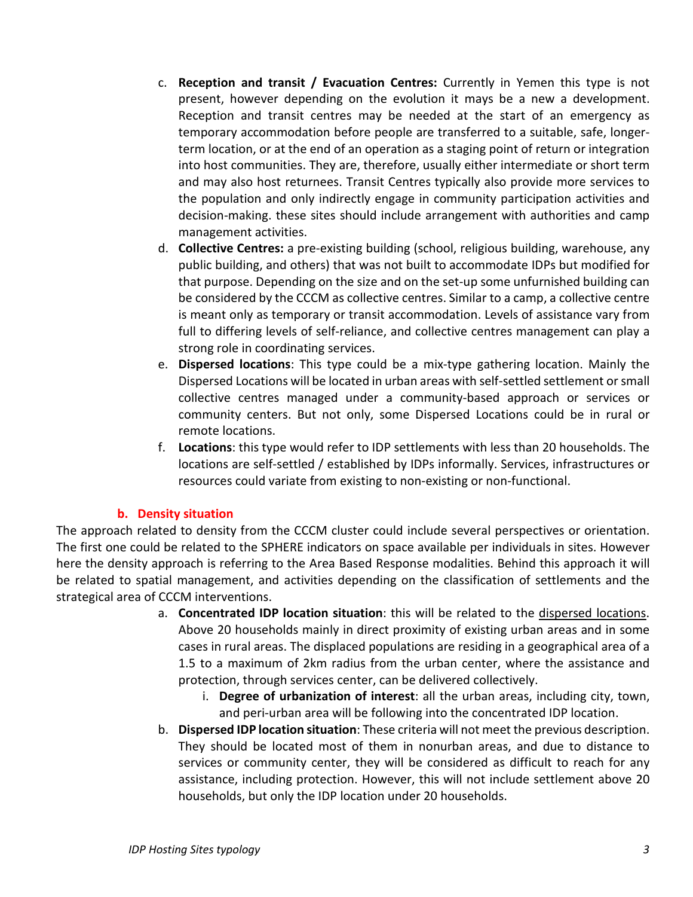c. **Reception and transit / Evacuation Centres:** Currently in Yemen this type is not present, however depending on the evolution it mays be a new a development. Reception and transit centres may be needed at the start of an emergency as temporary accommodation before people are transferred to a suitable, safe, longer-term location, or at the end of an operation as a staging point of return or integration into host communities. They are, therefore, usually either intermediate or short term and may also host returnees. Transit Centres typically also provide more services to the population and only indirectly engage in community participation activities and decision-making. these sites should include arrangement with authorities and camp management activities.

d. **Collective Centres:** a pre-existing building (school, religious building, warehouse, any public building, and others) that was not built to accommodate IDPs but modified for that purpose. Depending on the size and on the set-up some unfurnished building can be considered by the CCCM as collective centres. Similar to a camp, a collective centre is meant only as temporary or transit accommodation. Levels of assistance vary from full to differing levels of self-reliance, and collective centres management can play a strong role in coordinating services.

e. **Dispersed locations**: This type could be a mix-type gathering location. Mainly the Dispersed Locations will be located in urban areas with self-settled settlement or small collective centres managed under a community-based approach or services or community centers. But not only, some Dispersed Locations could be in rural or remote locations.

f. **Locations**: this type would refer to IDP settlements with less than 20 households. The locations are self-settled / established by IDPs informally. Services, infrastructures or resources could variate from existing to non-existing or non-functional.

### b. Density situation

The approach related to density from the CCCM cluster could include several perspectives or orientation. The first one could be related to the SPHERE indicators on space available per individuals in sites. However here the density approach is referring to the Area Based Response modalities. Behind this approach it will be related to spatial management, and activities depending on the classification of settlements and the strategical area of CCCM interventions.

a. **Concentrated IDP location situation**: this will be related to the dispersed locations. Above 20 households mainly in direct proximity of existing urban areas and in some cases in rural areas. The displaced populations are residing in a geographical area of a 1.5 to a maximum of 2km radius from the urban center, where the assistance and protection, through services center, can be delivered collectively.

   i. **Degree of urbanization of interest**: all the urban areas, including city, town, and peri-urban area will be following into the concentrated IDP location.

b. **Dispersed IDP location situation**: These criteria will not meet the previous description. They should be located most of them in nonurban areas, and due to distance to services or community center, they will be considered as difficult to reach for any assistance, including protection. However, this will not include settlement above 20 households, but only the IDP location under 20 households.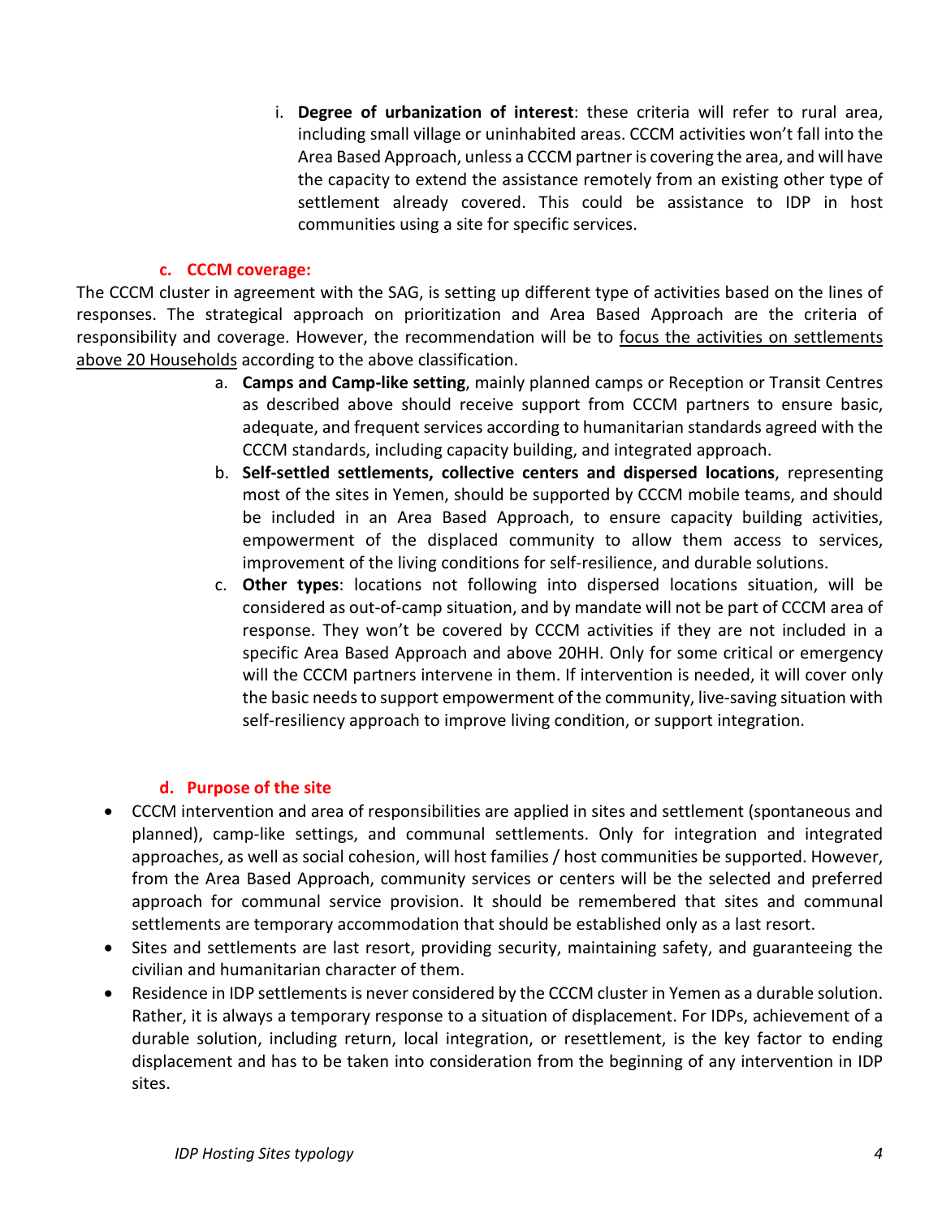i. **Degree of urbanization of interest**: these criteria will refer to rural area, including small village or uninhabited areas. CCCM activities won't fall into the Area Based Approach, unless a CCCM partner is covering the area, and will have the capacity to extend the assistance remotely from an existing other type of settlement already covered. This could be assistance to IDP in host communities using a site for specific services.

### c. CCCM coverage:

The CCCM cluster in agreement with the SAG, is setting up different type of activities based on the lines of responses. The strategical approach on prioritization and Area Based Approach are the criteria of responsibility and coverage. However, the recommendation will be to <u>focus the activities on settlements above 20 Households</u> according to the above classification.

a. **Camps and Camp-like setting**, mainly planned camps or Reception or Transit Centres as described above should receive support from CCCM partners to ensure basic, adequate, and frequent services according to humanitarian standards agreed with the CCCM standards, including capacity building, and integrated approach.
b. **Self-settled settlements, collective centers and dispersed locations**, representing most of the sites in Yemen, should be supported by CCCM mobile teams, and should be included in an Area Based Approach, to ensure capacity building activities, empowerment of the displaced community to allow them access to services, improvement of the living conditions for self-resilience, and durable solutions.
c. **Other types**: locations not following into dispersed locations situation, will be considered as out-of-camp situation, and by mandate will not be part of CCCM area of response. They won't be covered by CCCM activities if they are not included in a specific Area Based Approach and above 20HH. Only for some critical or emergency will the CCCM partners intervene in them. If intervention is needed, it will cover only the basic needs to support empowerment of the community, live-saving situation with self-resiliency approach to improve living condition, or support integration.

### d. Purpose of the site

- CCCM intervention and area of responsibilities are applied in sites and settlement (spontaneous and planned), camp-like settings, and communal settlements. Only for integration and integrated approaches, as well as social cohesion, will host families / host communities be supported. However, from the Area Based Approach, community services or centers will be the selected and preferred approach for communal service provision. It should be remembered that sites and communal settlements are temporary accommodation that should be established only as a last resort.
- Sites and settlements are last resort, providing security, maintaining safety, and guaranteeing the civilian and humanitarian character of them.
- Residence in IDP settlements is never considered by the CCCM cluster in Yemen as a durable solution. Rather, it is always a temporary response to a situation of displacement. For IDPs, achievement of a durable solution, including return, local integration, or resettlement, is the key factor to ending displacement and has to be taken into consideration from the beginning of any intervention in IDP sites.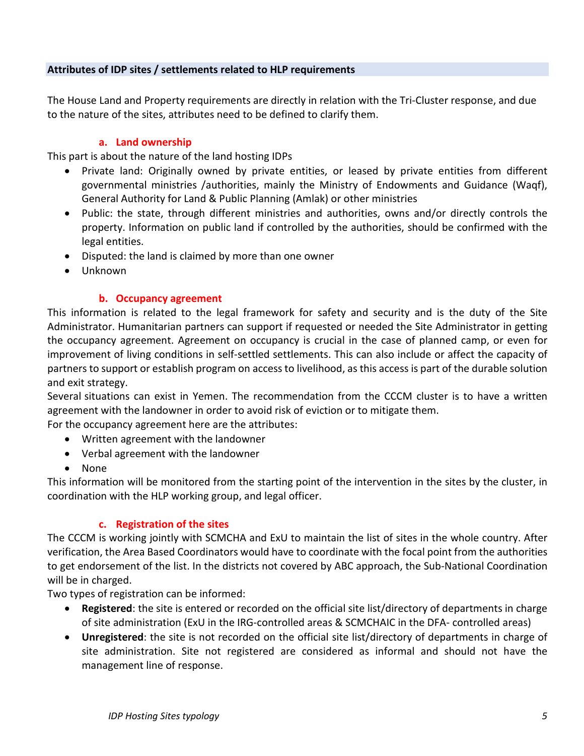## Attributes of IDP sites / settlements related to HLP requirements

The House Land and Property requirements are directly in relation with the Tri-Cluster response, and due to the nature of the sites, attributes need to be defined to clarify them.

### a. Land ownership

This part is about the nature of the land hosting IDPs

- Private land: Originally owned by private entities, or leased by private entities from different governmental ministries /authorities, mainly the Ministry of Endowments and Guidance (Waqf), General Authority for Land & Public Planning (Amlak) or other ministries
- Public: the state, through different ministries and authorities, owns and/or directly controls the property. Information on public land if controlled by the authorities, should be confirmed with the legal entities.
- Disputed: the land is claimed by more than one owner
- Unknown

### b. Occupancy agreement

This information is related to the legal framework for safety and security and is the duty of the Site Administrator. Humanitarian partners can support if requested or needed the Site Administrator in getting the occupancy agreement. Agreement on occupancy is crucial in the case of planned camp, or even for improvement of living conditions in self-settled settlements. This can also include or affect the capacity of partners to support or establish program on access to livelihood, as this access is part of the durable solution and exit strategy.

Several situations can exist in Yemen. The recommendation from the CCCM cluster is to have a written agreement with the landowner in order to avoid risk of eviction or to mitigate them.

For the occupancy agreement here are the attributes:

- Written agreement with the landowner
- Verbal agreement with the landowner
- None

This information will be monitored from the starting point of the intervention in the sites by the cluster, in coordination with the HLP working group, and legal officer.

### c. Registration of the sites

The CCCM is working jointly with SCMCHA and ExU to maintain the list of sites in the whole country. After verification, the Area Based Coordinators would have to coordinate with the focal point from the authorities to get endorsement of the list. In the districts not covered by ABC approach, the Sub-National Coordination will be in charged.

Two types of registration can be informed:

- **Registered**: the site is entered or recorded on the official site list/directory of departments in charge of site administration (ExU in the IRG-controlled areas & SCMCHAIC in the DFA- controlled areas)
- **Unregistered**: the site is not recorded on the official site list/directory of departments in charge of site administration. Site not registered are considered as informal and should not have the management line of response.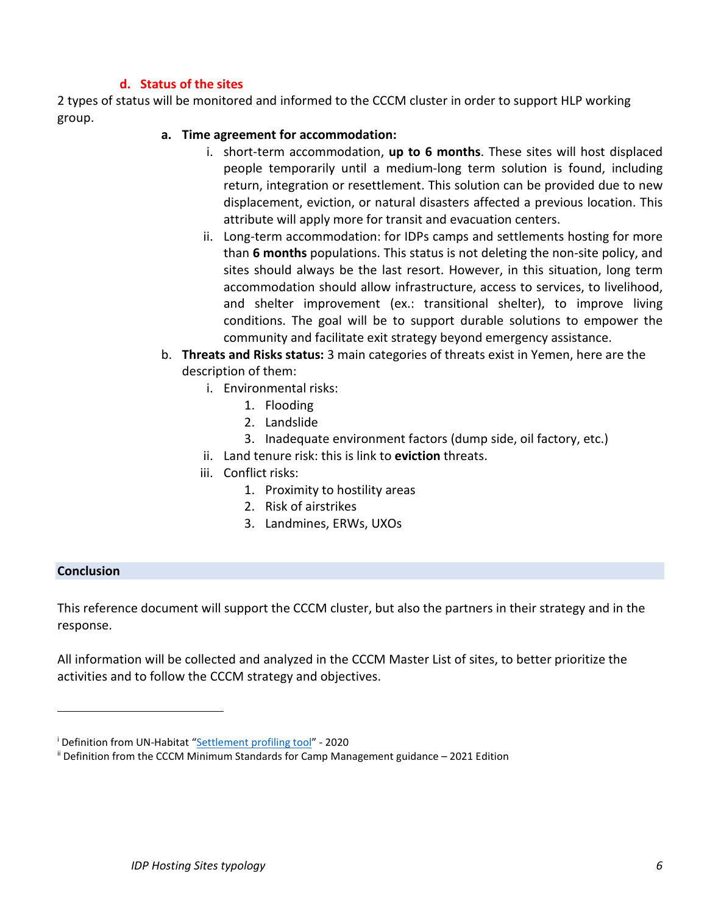### d. Status of the sites

2 types of status will be monitored and informed to the CCCM cluster in order to support HLP working group.

a. **Time agreement for accommodation:**
    i. short-term accommodation, **up to 6 months**. These sites will host displaced people temporarily until a medium-long term solution is found, including return, integration or resettlement. This solution can be provided due to new displacement, eviction, or natural disasters affected a previous location. This attribute will apply more for transit and evacuation centers.
    ii. Long-term accommodation: for IDPs camps and settlements hosting for more than **6 months** populations. This status is not deleting the non-site policy, and sites should always be the last resort. However, in this situation, long term accommodation should allow infrastructure, access to services, to livelihood, and shelter improvement (ex.: transitional shelter), to improve living conditions. The goal will be to support durable solutions to empower the community and facilitate exit strategy beyond emergency assistance.

b. **Threats and Risks status:** 3 main categories of threats exist in Yemen, here are the description of them:
    i. Environmental risks:
        1. Flooding
        2. Landslide
        3. Inadequate environment factors (dump side, oil factory, etc.)
    ii. Land tenure risk: this is link to **eviction** threats.
    iii. Conflict risks:
        1. Proximity to hostility areas
        2. Risk of airstrikes
        3. Landmines, ERWs, UXOs

## Conclusion

This reference document will support the CCCM cluster, but also the partners in their strategy and in the response.

All information will be collected and analyzed in the CCCM Master List of sites, to better prioritize the activities and to follow the CCCM strategy and objectives.

---

[i] Definition from UN-Habitat "Settlement profiling tool" - 2020

[ii] Definition from the CCCM Minimum Standards for Camp Management guidance – 2021 Edition